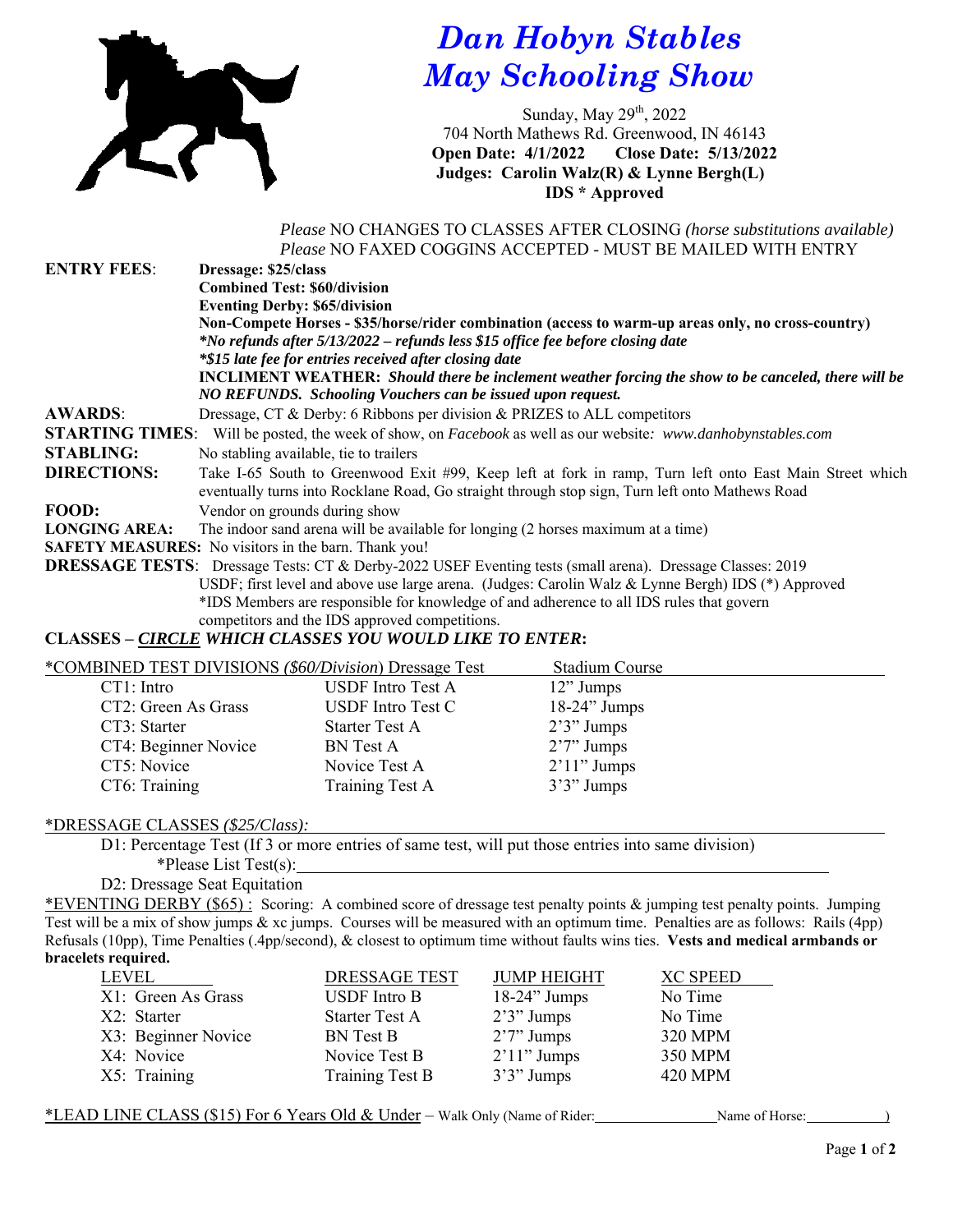# *Dan Hobyn Stables*
# *May Schooling Show*

Sunday, May 29th, 2022
704 North Mathews Rd. Greenwood, IN 46143
**Open Date: 4/1/2022  Close Date: 5/13/2022**
**Judges: Carolin Walz(R) & Lynne Bergh(L)**
**IDS * Approved**

*Please* NO CHANGES TO CLASSES AFTER CLOSING *(horse substitutions available)*
*Please* NO FAXED COGGINS ACCEPTED - MUST BE MAILED WITH ENTRY

**ENTRY FEES**: **Dressage: $25/class**
**Combined Test: $60/division**
**Eventing Derby: $65/division**
**Non-Compete Horses - $35/horse/rider combination (access to warm-up areas only, no cross-country)**
***No refunds after 5/13/2022 – refunds less $15 office fee before closing date***
***$15 late fee for entries received after closing date***
**INCLIMENT WEATHER:** ***Should there be inclement weather forcing the show to be canceled, there will be NO REFUNDS. Schooling Vouchers can be issued upon request.***

**AWARDS**: Dressage, CT & Derby: 6 Ribbons per division & PRIZES to ALL competitors

**STARTING TIMES**: Will be posted, the week of show, on *Facebook* as well as our website*: www.danhobynstables.com*

**STABLING:** No stabling available, tie to trailers

**DIRECTIONS:** Take I-65 South to Greenwood Exit #99, Keep left at fork in ramp, Turn left onto East Main Street which eventually turns into Rocklane Road, Go straight through stop sign, Turn left onto Mathews Road

**FOOD:** Vendor on grounds during show

**LONGING AREA:** The indoor sand arena will be available for longing (2 horses maximum at a time)

**SAFETY MEASURES:** No visitors in the barn. Thank you!

**DRESSAGE TESTS**: Dressage Tests: CT & Derby-2022 USEF Eventing tests (small arena). Dressage Classes: 2019 USDF; first level and above use large arena. (Judges: Carolin Walz & Lynne Bergh) IDS (*) Approved
*IDS Members are responsible for knowledge of and adherence to all IDS rules that govern competitors and the IDS approved competitions.

## CLASSES – *CIRCLE* WHICH CLASSES YOU WOULD LIKE TO ENTER:

| *COMBINED TEST DIVISIONS *($60/Division)* | Dressage Test | Stadium Course |
|---|---|---|
| CT1: Intro | USDF Intro Test A | 12" Jumps |
| CT2: Green As Grass | USDF Intro Test C | 18-24" Jumps |
| CT3: Starter | Starter Test A | 2'3" Jumps |
| CT4: Beginner Novice | BN Test A | 2'7" Jumps |
| CT5: Novice | Novice Test A | 2'11" Jumps |
| CT6: Training | Training Test A | 3'3" Jumps |

*DRESSAGE CLASSES *($25/Class):*

D1: Percentage Test (If 3 or more entries of same test, will put those entries into same division)
*Please List Test(s): ______________________________

D2: Dressage Seat Equitation

*EVENTING DERBY ($65) : Scoring: A combined score of dressage test penalty points & jumping test penalty points. Jumping Test will be a mix of show jumps & xc jumps. Courses will be measured with an optimum time. Penalties are as follows: Rails (4pp) Refusals (10pp), Time Penalties (.4pp/second), & closest to optimum time without faults wins ties. **Vests and medical armbands or bracelets required.**

| LEVEL | DRESSAGE TEST | JUMP HEIGHT | XC SPEED |
|---|---|---|---|
| X1: Green As Grass | USDF Intro B | 18-24" Jumps | No Time |
| X2: Starter | Starter Test A | 2'3" Jumps | No Time |
| X3: Beginner Novice | BN Test B | 2'7" Jumps | 320 MPM |
| X4: Novice | Novice Test B | 2'11" Jumps | 350 MPM |
| X5: Training | Training Test B | 3'3" Jumps | 420 MPM |

*LEAD LINE CLASS ($15) For 6 Years Old & Under – Walk Only (Name of Rider: ______________ Name of Horse: __________)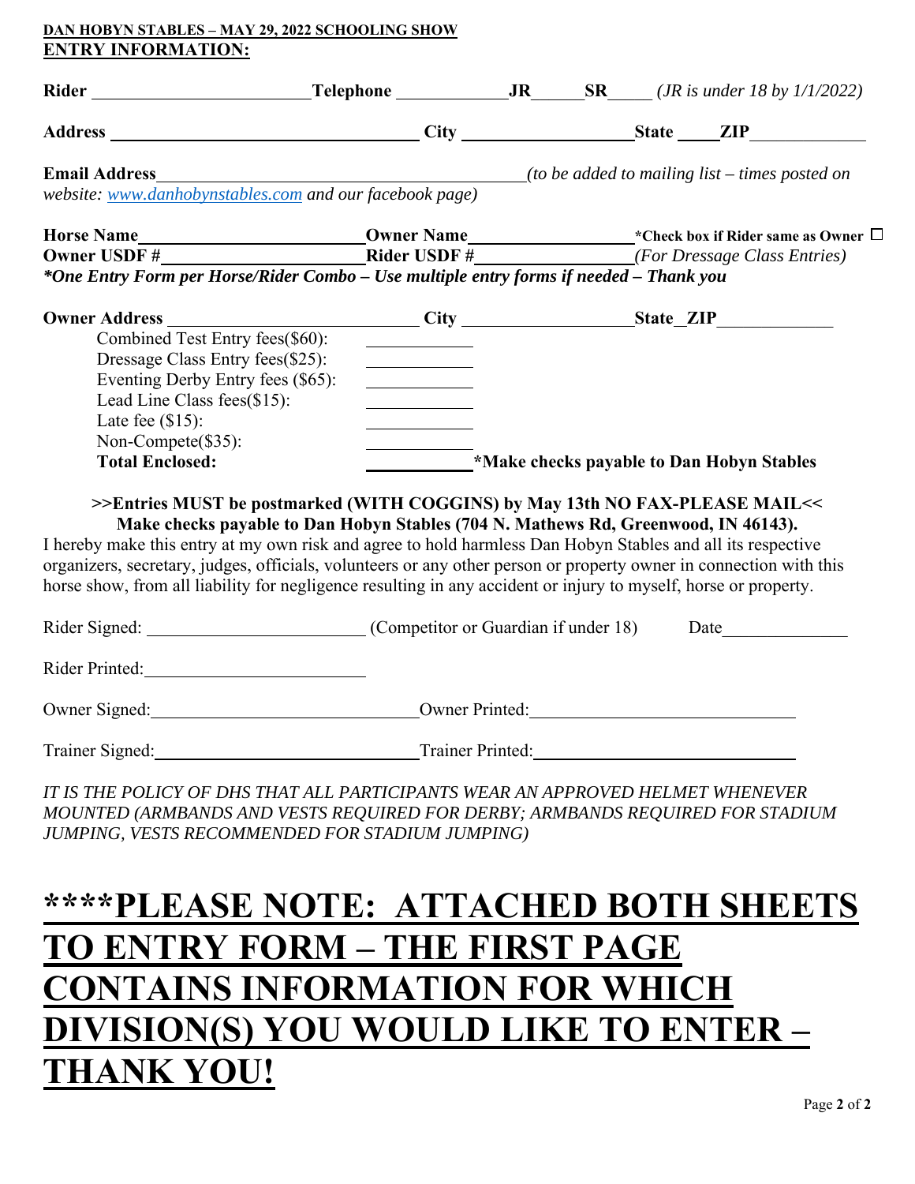**DAN HOBYN STABLES – MAY 29, 2022 SCHOOLING SHOW**

**ENTRY INFORMATION:**

**Rider** ______________________ **Telephone** ____________ **JR**______ **SR**_____ *(JR is under 18 by 1/1/2022)*

**Address** ________________________________ **City** __________________ **State** _____ **ZIP**____________

**Email Address**______________________________________ *(to be added to mailing list – times posted on website: www.danhobynstables.com and our facebook page)*

**Horse Name**______________________ **Owner Name**________________ **\*Check box if Rider same as Owner** ☐

**Owner USDF #**____________________ **Rider USDF #**_______________ *(For Dressage Class Entries)*

***\*One Entry Form per Horse/Rider Combo – Use multiple entry forms if needed – Thank you***

**Owner Address** ________________________ **City** __________________ **State**\_**ZIP**____________

Combined Test Entry fees($60): ____________

Dressage Class Entry fees($25): ____________

Eventing Derby Entry fees ($65): ____________

Lead Line Class fees($15): ____________

Late fee ($15): ____________

Non-Compete($35): ____________

**Total Enclosed:** ____________ **\*Make checks payable to Dan Hobyn Stables**

**>>Entries MUST be postmarked (WITH COGGINS) by May 13th NO FAX-PLEASE MAIL<<**

**Make checks payable to Dan Hobyn Stables (704 N. Mathews Rd, Greenwood, IN 46143).**

I hereby make this entry at my own risk and agree to hold harmless Dan Hobyn Stables and all its respective organizers, secretary, judges, officials, volunteers or any other person or property owner in connection with this horse show, from all liability for negligence resulting in any accident or injury to myself, horse or property.

Rider Signed: ______________________ (Competitor or Guardian if under 18) Date_____________

Rider Printed:______________________

Owner Signed:__________________________ Owner Printed:__________________________

Trainer Signed:__________________________ Trainer Printed:__________________________

*IT IS THE POLICY OF DHS THAT ALL PARTICIPANTS WEAR AN APPROVED HELMET WHENEVER MOUNTED (ARMBANDS AND VESTS REQUIRED FOR DERBY; ARMBANDS REQUIRED FOR STADIUM JUMPING, VESTS RECOMMENDED FOR STADIUM JUMPING)*

# ****PLEASE NOTE: ATTACHED BOTH SHEETS TO ENTRY FORM – THE FIRST PAGE CONTAINS INFORMATION FOR WHICH DIVISION(S) YOU WOULD LIKE TO ENTER – THANK YOU!